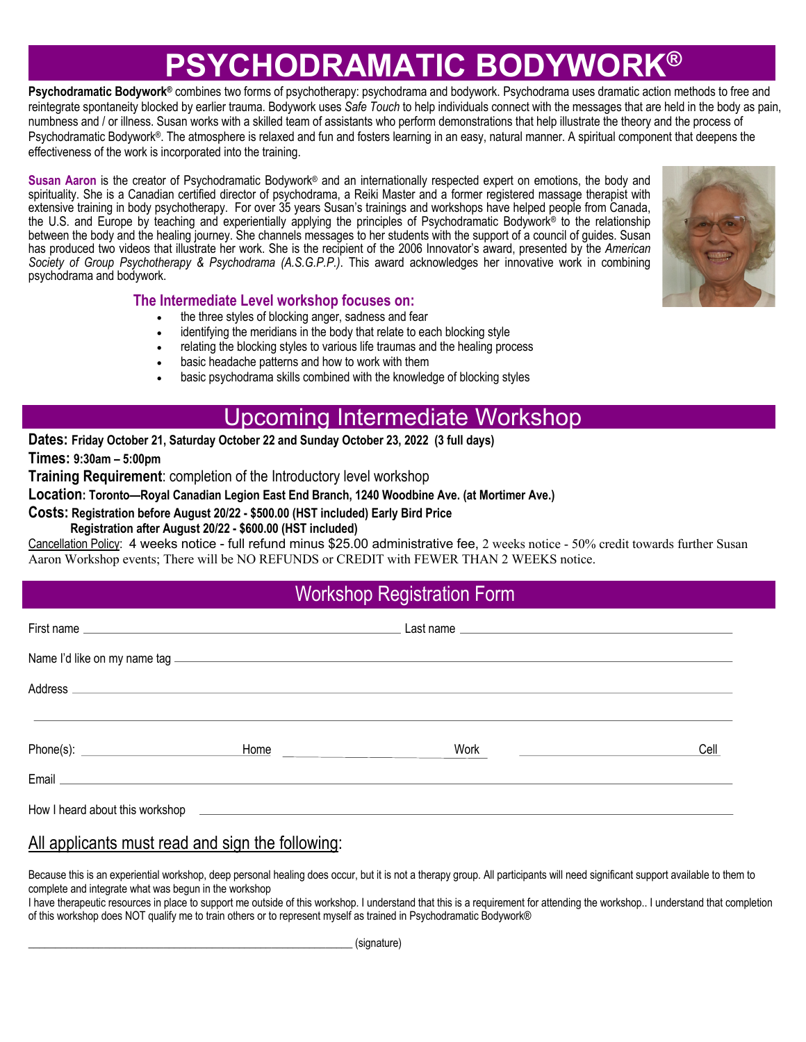# PSYCHODRAMATIC BODYWORK®

**Psychodramatic Bodywork®** combines two forms of psychotherapy: psychodrama and bodywork. Psychodrama uses dramatic action methods to free and reintegrate spontaneity blocked by earlier trauma. Bodywork uses *Safe Touch* to help individuals connect with the messages that are held in the body as pain, numbness and / or illness. Susan works with a skilled team of assistants who perform demonstrations that help illustrate the theory and the process of Psychodramatic Bodywork®. The atmosphere is relaxed and fun and fosters learning in an easy, natural manner. A spiritual component that deepens the effectiveness of the work is incorporated into the training.

**Susan Aaron** is the creator of Psychodramatic Bodywork® and an internationally respected expert on emotions, the body and spirituality. She is a Canadian certified director of psychodrama, a Reiki Master and a former registered massage therapist with extensive training in body psychotherapy. For over 35 years Susan's trainings and workshops have helped people from Canada, the U.S. and Europe by teaching and experientially applying the principles of Psychodramatic Bodywork® to the relationship between the body and the healing journey. She channels messages to her students with the support of a council of guides. Susan has produced two videos that illustrate her work. She is the recipient of the 2006 Innovator's award, presented by the *American Society of Group Psychotherapy & Psychodrama (A.S.G.P.P.)*. This award acknowledges her innovative work in combining psychodrama and bodywork.

### The Intermediate Level workshop focuses on:

- the three styles of blocking anger, sadness and fear
- identifying the meridians in the body that relate to each blocking style
- relating the blocking styles to various life traumas and the healing process
- basic headache patterns and how to work with them
- basic psychodrama skills combined with the knowledge of blocking styles

## Upcoming Intermediate Workshop

**Dates: Friday October 21, Saturday October 22 and Sunday October 23, 2022 (3 full days)**

**Times: 9:30am – 5:00pm**

**Training Requirement**: completion of the Introductory level workshop

**Location: Toronto—Royal Canadian Legion East End Branch, 1240 Woodbine Ave. (at Mortimer Ave.)**

**Costs: Registration before August 20/22 - $500.00 (HST included) Early Bird Price**
**Registration after August 20/22 - $600.00 (HST included)**

Cancellation Policy: 4 weeks notice - full refund minus $25.00 administrative fee, 2 weeks notice - 50% credit towards further Susan Aaron Workshop events; There will be NO REFUNDS or CREDIT with FEWER THAN 2 WEEKS notice.

## Workshop Registration Form

First name ______________________ Last name ______________________

Name I'd like on my name tag ______________________

Address ______________________

______________________

Phone(s): ______________ Home ______________ Work ______________ Cell

Email ______________________

How I heard about this workshop ______________________

### All applicants must read and sign the following:

Because this is an experiential workshop, deep personal healing does occur, but it is not a therapy group. All participants will need significant support available to them to complete and integrate what was begun in the workshop

I have therapeutic resources in place to support me outside of this workshop. I understand that this is a requirement for attending the workshop.. I understand that completion of this workshop does NOT qualify me to train others or to represent myself as trained in Psychodramatic Bodywork®

______________________ (signature)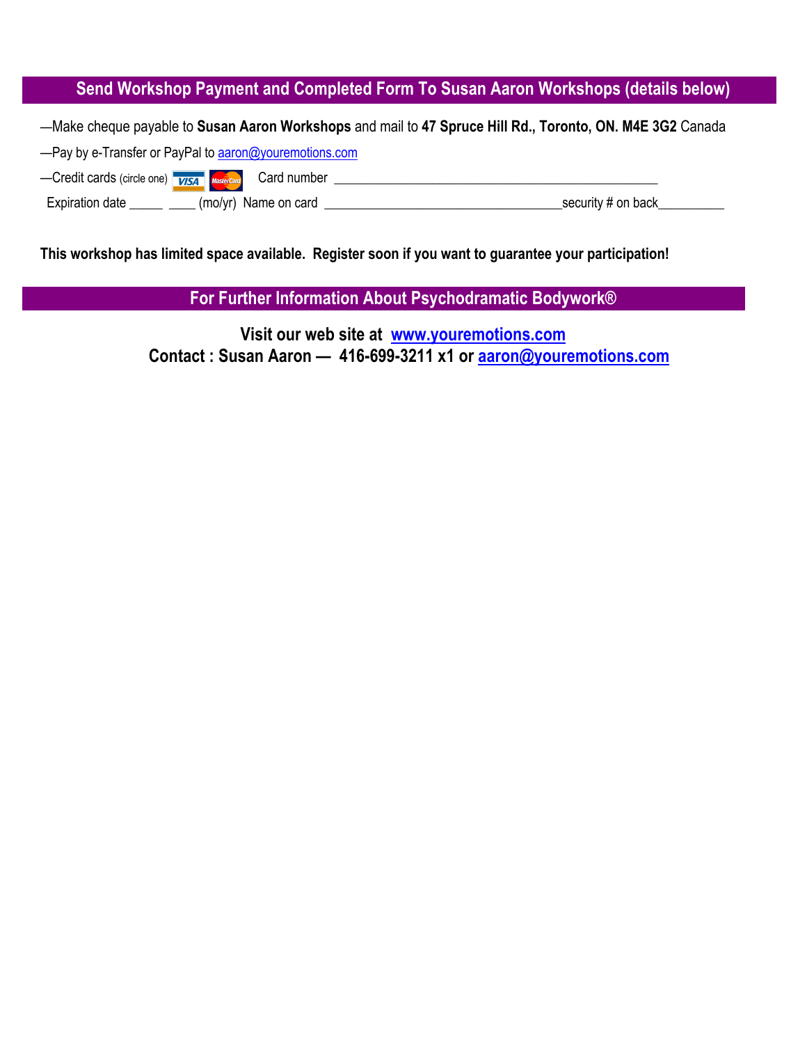## Send Workshop Payment and Completed Form To Susan Aaron Workshops (details below)

—Make cheque payable to **Susan Aaron Workshops** and mail to **47 Spruce Hill Rd., Toronto, ON. M4E 3G2** Canada

—Pay by e-Transfer or PayPal to aaron@youremotions.com

—Credit cards (circle one) VISA MasterCard Card number ____________________________________________

Expiration date _____ ____ (mo/yr) Name on card __________________________________security # on back_________

**This workshop has limited space available. Register soon if you want to guarantee your participation!**

## For Further Information About Psychodramatic Bodywork®

**Visit our web site at www.youremotions.com**

**Contact : Susan Aaron — 416-699-3211 x1 or aaron@youremotions.com**